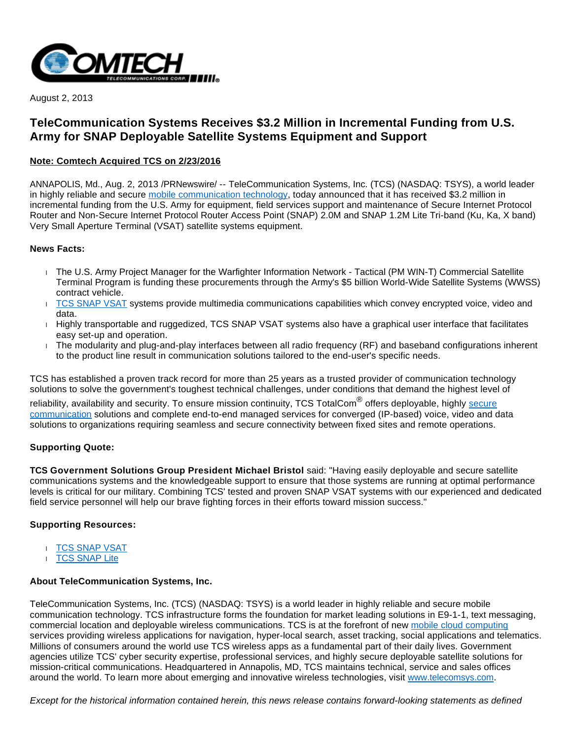August 2, 2013

# TeleCommunication Systems Receives $3.2 Million in Incremental Funding from U.S. Army for SNAP Deployable Satellite Systems Equipment and Support

**Note: Comtech Acquired TCS on 2/23/2016**

ANNAPOLIS, Md., Aug. 2, 2013 /PRNewswire/ -- TeleCommunication Systems, Inc. (TCS) (NASDAQ: TSYS), a world leader in highly reliable and secure mobile communication technology, today announced that it has received $3.2 million in incremental funding from the U.S. Army for equipment, field services support and maintenance of Secure Internet Protocol Router and Non-Secure Internet Protocol Router Access Point (SNAP) 2.0M and SNAP 1.2M Lite Tri-band (Ku, Ka, X band) Very Small Aperture Terminal (VSAT) satellite systems equipment.

**News Facts:**

- The U.S. Army Project Manager for the Warfighter Information Network - Tactical (PM WIN-T) Commercial Satellite Terminal Program is funding these procurements through the Army's $5 billion World-Wide Satellite Systems (WWSS) contract vehicle.
- TCS SNAP VSAT systems provide multimedia communications capabilities which convey encrypted voice, video and data.
- Highly transportable and ruggedized, TCS SNAP VSAT systems also have a graphical user interface that facilitates easy set-up and operation.
- The modularity and plug-and-play interfaces between all radio frequency (RF) and baseband configurations inherent to the product line result in communication solutions tailored to the end-user's specific needs.

TCS has established a proven track record for more than 25 years as a trusted provider of communication technology solutions to solve the government's toughest technical challenges, under conditions that demand the highest level of reliability, availability and security. To ensure mission continuity, TCS TotalCom® offers deployable, highly secure communication solutions and complete end-to-end managed services for converged (IP-based) voice, video and data solutions to organizations requiring seamless and secure connectivity between fixed sites and remote operations.

**Supporting Quote:**

**TCS Government Solutions Group President Michael Bristol** said: "Having easily deployable and secure satellite communications systems and the knowledgeable support to ensure that those systems are running at optimal performance levels is critical for our military. Combining TCS' tested and proven SNAP VSAT systems with our experienced and dedicated field service personnel will help our brave fighting forces in their efforts toward mission success."

**Supporting Resources:**

- TCS SNAP VSAT
- TCS SNAP Lite

**About TeleCommunication Systems, Inc.**

TeleCommunication Systems, Inc. (TCS) (NASDAQ: TSYS) is a world leader in highly reliable and secure mobile communication technology. TCS infrastructure forms the foundation for market leading solutions in E9-1-1, text messaging, commercial location and deployable wireless communications. TCS is at the forefront of new mobile cloud computing services providing wireless applications for navigation, hyper-local search, asset tracking, social applications and telematics. Millions of consumers around the world use TCS wireless apps as a fundamental part of their daily lives. Government agencies utilize TCS' cyber security expertise, professional services, and highly secure deployable satellite solutions for mission-critical communications. Headquartered in Annapolis, MD, TCS maintains technical, service and sales offices around the world. To learn more about emerging and innovative wireless technologies, visit www.telecomsys.com.

*Except for the historical information contained herein, this news release contains forward-looking statements as defined*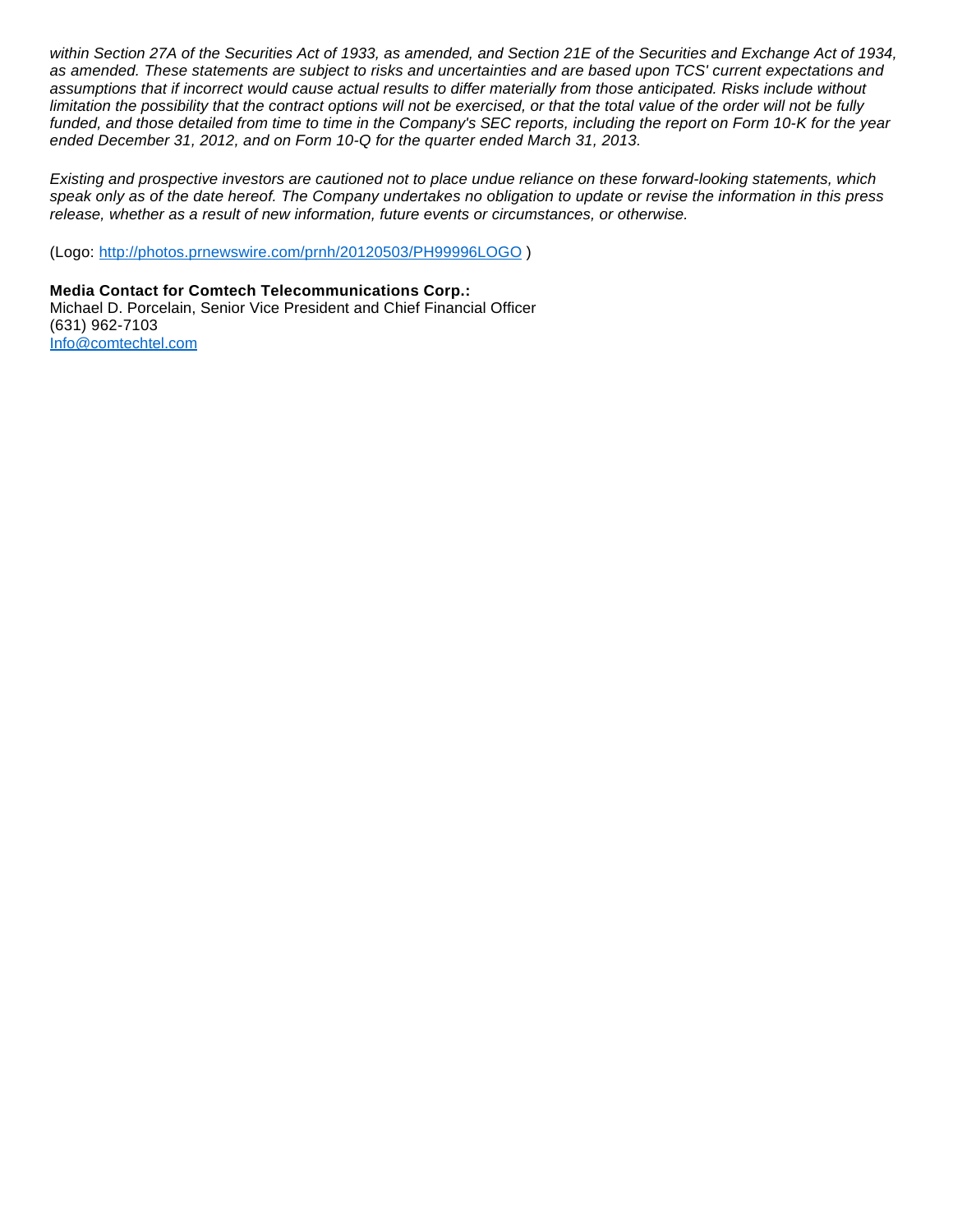*within Section 27A of the Securities Act of 1933, as amended, and Section 21E of the Securities and Exchange Act of 1934, as amended. These statements are subject to risks and uncertainties and are based upon TCS' current expectations and assumptions that if incorrect would cause actual results to differ materially from those anticipated. Risks include without limitation the possibility that the contract options will not be exercised, or that the total value of the order will not be fully funded, and those detailed from time to time in the Company's SEC reports, including the report on Form 10-K for the year ended December 31, 2012, and on Form 10-Q for the quarter ended March 31, 2013.*

*Existing and prospective investors are cautioned not to place undue reliance on these forward-looking statements, which speak only as of the date hereof. The Company undertakes no obligation to update or revise the information in this press release, whether as a result of new information, future events or circumstances, or otherwise.*

(Logo: [http://photos.prnewswire.com/prnh/20120503/PH99996LOGO](http://photos.prnewswire.com/prnh/20120503/PH99996LOGO) )

**Media Contact for Comtech Telecommunications Corp.:**
Michael D. Porcelain, Senior Vice President and Chief Financial Officer
(631) 962-7103
[Info@comtechtel.com](mailto:Info@comtechtel.com)